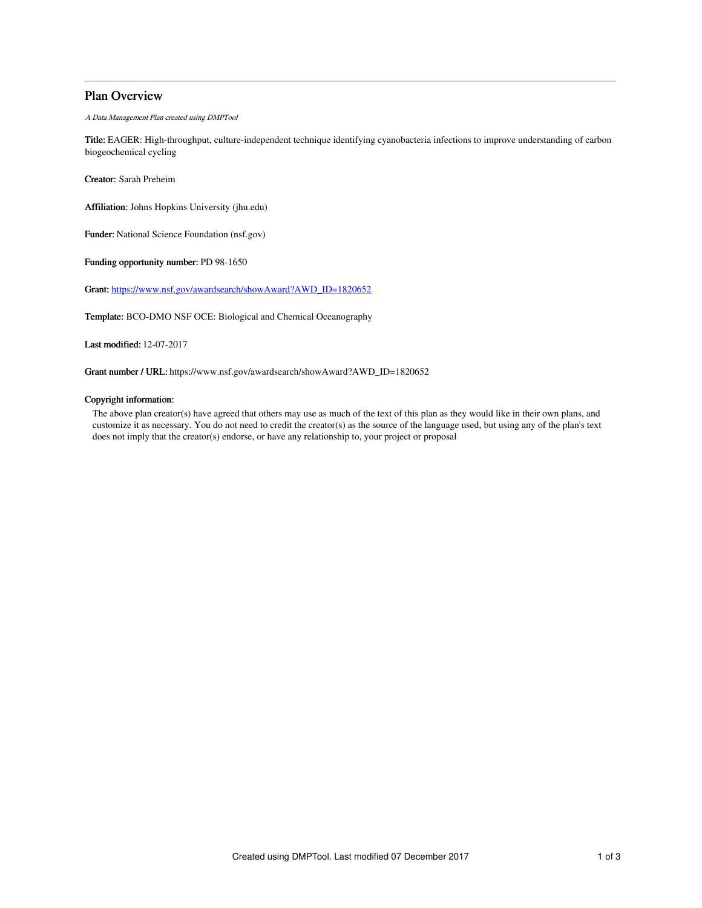# Plan Overview

*A Data Management Plan created using DMPTool*

**Title:** EAGER: High-throughput, culture-independent technique identifying cyanobacteria infections to improve understanding of carbon biogeochemical cycling

**Creator:** Sarah Preheim

**Affiliation:** Johns Hopkins University (jhu.edu)

**Funder:** National Science Foundation (nsf.gov)

**Funding opportunity number:** PD 98-1650

**Grant:** https://www.nsf.gov/awardsearch/showAward?AWD_ID=1820652

**Template:** BCO-DMO NSF OCE: Biological and Chemical Oceanography

**Last modified:** 12-07-2017

**Grant number / URL:** https://www.nsf.gov/awardsearch/showAward?AWD_ID=1820652

**Copyright information:**

The above plan creator(s) have agreed that others may use as much of the text of this plan as they would like in their own plans, and customize it as necessary. You do not need to credit the creator(s) as the source of the language used, but using any of the plan's text does not imply that the creator(s) endorse, or have any relationship to, your project or proposal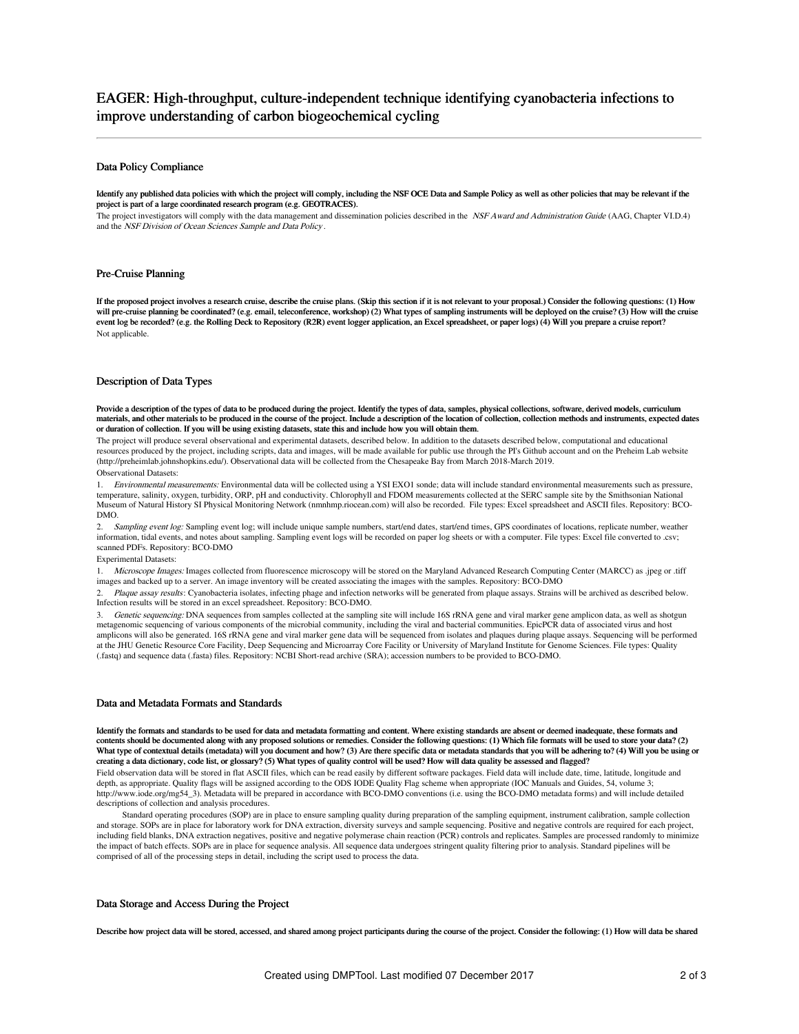# EAGER: High-throughput, culture-independent technique identifying cyanobacteria infections to improve understanding of carbon biogeochemical cycling

## Data Policy Compliance

**Identify any published data policies with which the project will comply, including the NSF OCE Data and Sample Policy as well as other policies that may be relevant if the project is part of a large coordinated research program (e.g. GEOTRACES).**

The project investigators will comply with the data management and dissemination policies described in the *NSF Award and Administration Guide* (AAG, Chapter VI.D.4) and the *NSF Division of Ocean Sciences Sample and Data Policy*.

## Pre-Cruise Planning

**If the proposed project involves a research cruise, describe the cruise plans. (Skip this section if it is not relevant to your proposal.) Consider the following questions: (1) How will pre-cruise planning be coordinated? (e.g. email, teleconference, workshop) (2) What types of sampling instruments will be deployed on the cruise? (3) How will the cruise event log be recorded? (e.g. the Rolling Deck to Repository (R2R) event logger application, an Excel spreadsheet, or paper logs) (4) Will you prepare a cruise report?**

Not applicable.

## Description of Data Types

**Provide a description of the types of data to be produced during the project. Identify the types of data, samples, physical collections, software, derived models, curriculum materials, and other materials to be produced in the course of the project. Include a description of the location of collection, collection methods and instruments, expected dates or duration of collection. If you will be using existing datasets, state this and include how you will obtain them.**

The project will produce several observational and experimental datasets, described below. In addition to the datasets described below, computational and educational resources produced by the project, including scripts, data and images, will be made available for public use through the PI's Github account and on the Preheim Lab website (http://preheimlab.johnshopkins.edu/). Observational data will be collected from the Chesapeake Bay from March 2018-March 2019.

Observational Datasets:

1. *Environmental measurements:* Environmental data will be collected using a YSI EXO1 sonde; data will include standard environmental measurements such as pressure, temperature, salinity, oxygen, turbidity, ORP, pH and conductivity. Chlorophyll and FDOM measurements collected at the SERC sample site by the Smithsonian National Museum of Natural History SI Physical Monitoring Network (nmnhmp.riocean.com) will also be recorded. File types: Excel spreadsheet and ASCII files. Repository: BCO-DMO.
2. *Sampling event log:* Sampling event log; will include unique sample numbers, start/end dates, start/end times, GPS coordinates of locations, replicate number, weather information, tidal events, and notes about sampling. Sampling event logs will be recorded on paper log sheets or with a computer. File types: Excel file converted to .csv; scanned PDFs. Repository: BCO-DMO

Experimental Datasets:

1. *Microscope Images:* Images collected from fluorescence microscopy will be stored on the Maryland Advanced Research Computing Center (MARCC) as .jpeg or .tiff images and backed up to a server. An image inventory will be created associating the images with the samples. Repository: BCO-DMO
2. *Plaque assay results*: Cyanobacteria isolates, infecting phage and infection networks will be generated from plaque assays. Strains will be archived as described below. Infection results will be stored in an excel spreadsheet. Repository: BCO-DMO.
3. *Genetic sequencing:* DNA sequences from samples collected at the sampling site will include 16S rRNA gene and viral marker gene amplicon data, as well as shotgun metagenomic sequencing of various components of the microbial community, including the viral and bacterial communities. EpicPCR data of associated virus and host amplicons will also be generated. 16S rRNA gene and viral marker gene data will be sequenced from isolates and plaques during plaque assays. Sequencing will be performed at the JHU Genetic Resource Core Facility, Deep Sequencing and Microarray Core Facility or University of Maryland Institute for Genome Sciences. File types: Quality (.fastq) and sequence data (.fasta) files. Repository: NCBI Short-read archive (SRA); accession numbers to be provided to BCO-DMO.

## Data and Metadata Formats and Standards

**Identify the formats and standards to be used for data and metadata formatting and content. Where existing standards are absent or deemed inadequate, these formats and contents should be documented along with any proposed solutions or remedies. Consider the following questions: (1) Which file formats will be used to store your data? (2) What type of contextual details (metadata) will you document and how? (3) Are there specific data or metadata standards that you will be adhering to? (4) Will you be using or creating a data dictionary, code list, or glossary? (5) What types of quality control will be used? How will data quality be assessed and flagged?**

Field observation data will be stored in flat ASCII files, which can be read easily by different software packages. Field data will include date, time, latitude, longitude and depth, as appropriate. Quality flags will be assigned according to the ODS IODE Quality Flag scheme when appropriate (IOC Manuals and Guides, 54, volume 3; http://www.iode.org/mg54_3). Metadata will be prepared in accordance with BCO-DMO conventions (i.e. using the BCO-DMO metadata forms) and will include detailed descriptions of collection and analysis procedures.

Standard operating procedures (SOP) are in place to ensure sampling quality during preparation of the sampling equipment, instrument calibration, sample collection and storage. SOPs are in place for laboratory work for DNA extraction, diversity surveys and sample sequencing. Positive and negative controls are required for each project, including field blanks, DNA extraction negatives, positive and negative polymerase chain reaction (PCR) controls and replicates. Samples are processed randomly to minimize the impact of batch effects. SOPs are in place for sequence analysis. All sequence data undergoes stringent quality filtering prior to analysis. Standard pipelines will be comprised of all of the processing steps in detail, including the script used to process the data.

## Data Storage and Access During the Project

**Describe how project data will be stored, accessed, and shared among project participants during the course of the project. Consider the following: (1) How will data be shared**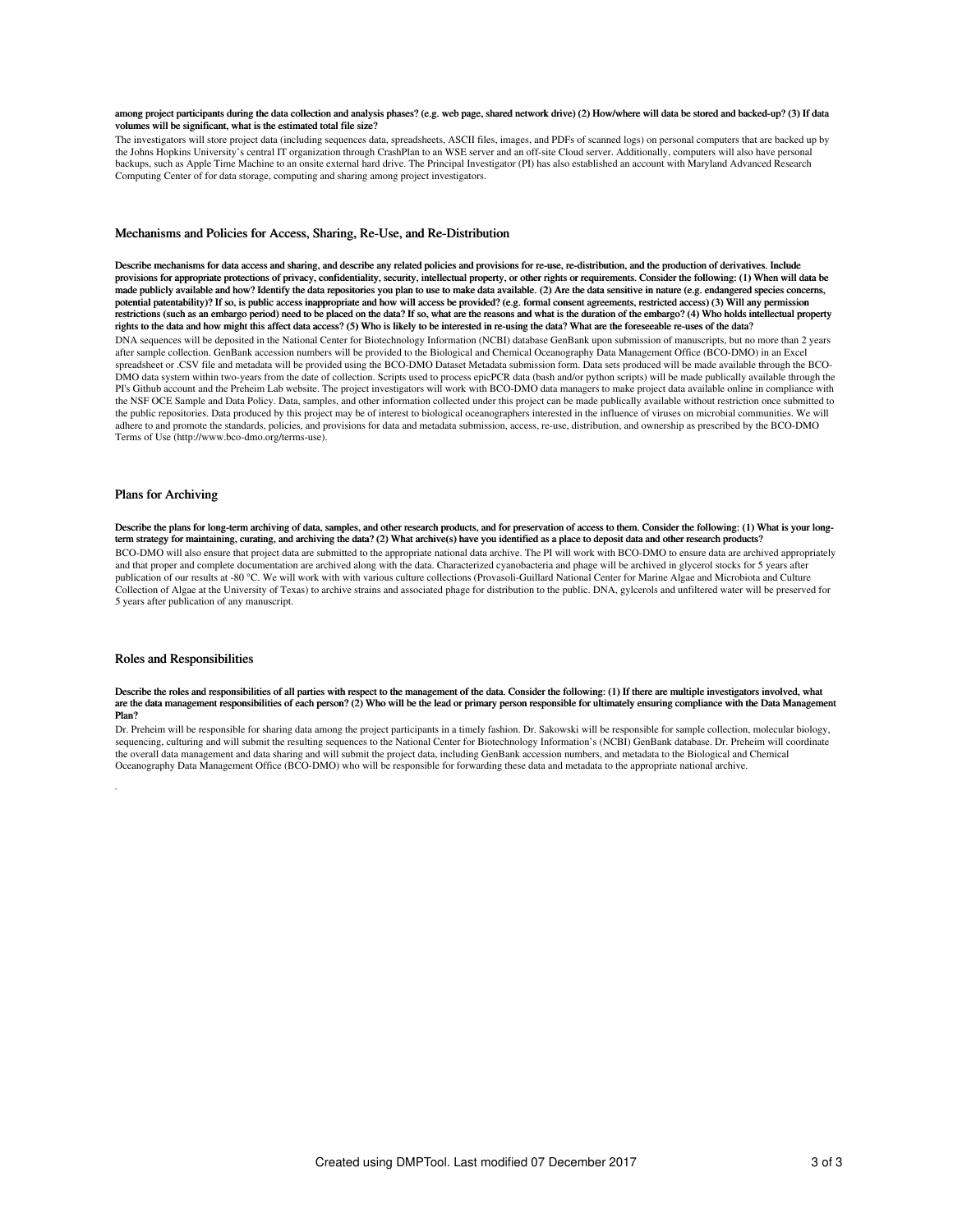**among project participants during the data collection and analysis phases? (e.g. web page, shared network drive) (2) How/where will data be stored and backed-up? (3) If data volumes will be significant, what is the estimated total file size?**

The investigators will store project data (including sequences data, spreadsheets, ASCII files, images, and PDFs of scanned logs) on personal computers that are backed up by the Johns Hopkins University's central IT organization through CrashPlan to an WSE server and an off-site Cloud server. Additionally, computers will also have personal backups, such as Apple Time Machine to an onsite external hard drive. The Principal Investigator (PI) has also established an account with Maryland Advanced Research Computing Center of for data storage, computing and sharing among project investigators.

## Mechanisms and Policies for Access, Sharing, Re-Use, and Re-Distribution

**Describe mechanisms for data access and sharing, and describe any related policies and provisions for re-use, re-distribution, and the production of derivatives. Include provisions for appropriate protections of privacy, confidentiality, security, intellectual property, or other rights or requirements. Consider the following: (1) When will data be made publicly available and how? Identify the data repositories you plan to use to make data available. (2) Are the data sensitive in nature (e.g. endangered species concerns, potential patentability)? If so, is public access inappropriate and how will access be provided? (e.g. formal consent agreements, restricted access) (3) Will any permission restrictions (such as an embargo period) need to be placed on the data? If so, what are the reasons and what is the duration of the embargo? (4) Who holds intellectual property rights to the data and how might this affect data access? (5) Who is likely to be interested in re-using the data? What are the foreseeable re-uses of the data?**

DNA sequences will be deposited in the National Center for Biotechnology Information (NCBI) database GenBank upon submission of manuscripts, but no more than 2 years after sample collection. GenBank accession numbers will be provided to the Biological and Chemical Oceanography Data Management Office (BCO-DMO) in an Excel spreadsheet or .CSV file and metadata will be provided using the BCO-DMO Dataset Metadata submission form. Data sets produced will be made available through the BCO-DMO data system within two-years from the date of collection. Scripts used to process epicPCR data (bash and/or python scripts) will be made publically available through the PI's Github account and the Preheim Lab website. The project investigators will work with BCO-DMO data managers to make project data available online in compliance with the NSF OCE Sample and Data Policy. Data, samples, and other information collected under this project can be made publically available without restriction once submitted to the public repositories. Data produced by this project may be of interest to biological oceanographers interested in the influence of viruses on microbial communities. We will adhere to and promote the standards, policies, and provisions for data and metadata submission, access, re-use, distribution, and ownership as prescribed by the BCO-DMO Terms of Use (http://www.bco-dmo.org/terms-use).

## Plans for Archiving

**Describe the plans for long-term archiving of data, samples, and other research products, and for preservation of access to them. Consider the following: (1) What is your long-term strategy for maintaining, curating, and archiving the data? (2) What archive(s) have you identified as a place to deposit data and other research products?**

BCO-DMO will also ensure that project data are submitted to the appropriate national data archive. The PI will work with BCO-DMO to ensure data are archived appropriately and that proper and complete documentation are archived along with the data. Characterized cyanobacteria and phage will be archived in glycerol stocks for 5 years after publication of our results at -80 °C. We will work with with various culture collections (Provasoli-Guillard National Center for Marine Algae and Microbiota and Culture Collection of Algae at the University of Texas) to archive strains and associated phage for distribution to the public. DNA, gylcerols and unfiltered water will be preserved for 5 years after publication of any manuscript.

## Roles and Responsibilities

**Describe the roles and responsibilities of all parties with respect to the management of the data. Consider the following: (1) If there are multiple investigators involved, what are the data management responsibilities of each person? (2) Who will be the lead or primary person responsible for ultimately ensuring compliance with the Data Management Plan?**

Dr. Preheim will be responsible for sharing data among the project participants in a timely fashion. Dr. Sakowski will be responsible for sample collection, molecular biology, sequencing, culturing and will submit the resulting sequences to the National Center for Biotechnology Information's (NCBI) GenBank database. Dr. Preheim will coordinate the overall data management and data sharing and will submit the project data, including GenBank accession numbers, and metadata to the Biological and Chemical Oceanography Data Management Office (BCO-DMO) who will be responsible for forwarding these data and metadata to the appropriate national archive.